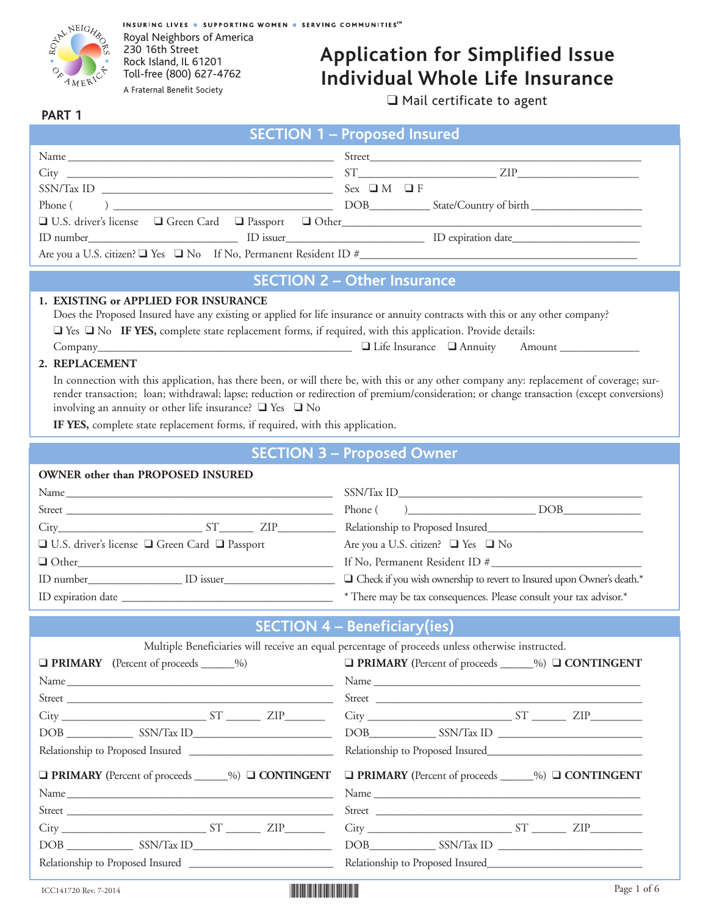INSURING LIVES • SUPPORTING WOMEN • SERVING COMMUNITIES℠

Royal Neighbors of America
230 16th Street
Rock Island, IL 61201
Toll-free (800) 627-4762
A Fraternal Benefit Society

# Application for Simplified Issue Individual Whole Life Insurance

❑ Mail certificate to agent

**PART 1**

## SECTION 1 – Proposed Insured

Name ______________________ Street ______________________

City ______________________ ST ____________ ZIP ____________

SSN/Tax ID ______________________ Sex ❑ M ❑ F

Phone ( ) ______________________ DOB ____________ State/Country of birth ____________

❑ U.S. driver's license ❑ Green Card ❑ Passport ❑ Other ______________________

ID number ____________ ID issuer ____________ ID expiration date ____________

Are you a U.S. citizen? ❑ Yes ❑ No If No, Permanent Resident ID # ______________________

## SECTION 2 – Other Insurance

**1. EXISTING or APPLIED FOR INSURANCE**

Does the Proposed Insured have any existing or applied for life insurance or annuity contracts with this or any other company?

❑ Yes ❑ No **IF YES,** complete state replacement forms, if required, with this application. Provide details:

Company ______________________ ❑ Life Insurance ❑ Annuity Amount ____________

**2. REPLACEMENT**

In connection with this application, has there been, or will there be, with this or any other company any: replacement of coverage; surrender transaction; loan; withdrawal; lapse; reduction or redirection of premium/consideration; or change transaction (except conversions) involving an annuity or other life insurance? ❑ Yes ❑ No

**IF YES,** complete state replacement forms, if required, with this application.

## SECTION 3 – Proposed Owner

**OWNER other than PROPOSED INSURED**

Name ______________________ SSN/Tax ID ______________________

Street ______________________ Phone ( ) ____________ DOB ____________

City ____________ ST ______ ZIP ______ Relationship to Proposed Insured ____________

❑ U.S. driver's license ❑ Green Card ❑ Passport Are you a U.S. citizen? ❑ Yes ❑ No

❑ Other ______________________ If No, Permanent Resident ID # ____________

ID number ____________ ID issuer ____________ ❑ Check if you wish ownership to revert to Insured upon Owner's death.*

ID expiration date ______________________ * There may be tax consequences. Please consult your tax advisor.*

## SECTION 4 – Beneficiary(ies)

Multiple Beneficiaries will receive an equal percentage of proceeds unless otherwise instructed.

❑ **PRIMARY** (Percent of proceeds ______%)

Name ______________________

Street ______________________

City ____________ ST ______ ZIP ______

DOB ____________ SSN/Tax ID ____________

Relationship to Proposed Insured ____________

❑ **PRIMARY** (Percent of proceeds ______%) ❑ **CONTINGENT**

Name ______________________

Street ______________________

City ____________ ST ______ ZIP ______

DOB ____________ SSN/Tax ID ____________

Relationship to Proposed Insured ____________

❑ **PRIMARY** (Percent of proceeds ______%) ❑ **CONTINGENT**

Name ______________________

Street ______________________

City ____________ ST ______ ZIP ______

DOB ____________ SSN/Tax ID ____________

Relationship to Proposed Insured ____________

❑ **PRIMARY** (Percent of proceeds ______%) ❑ **CONTINGENT**

Name ______________________

Street ______________________

City ____________ ST ______ ZIP ______

DOB ____________ SSN/Tax ID ____________

Relationship to Proposed Insured ____________

ICC141720 Rev. 7-2014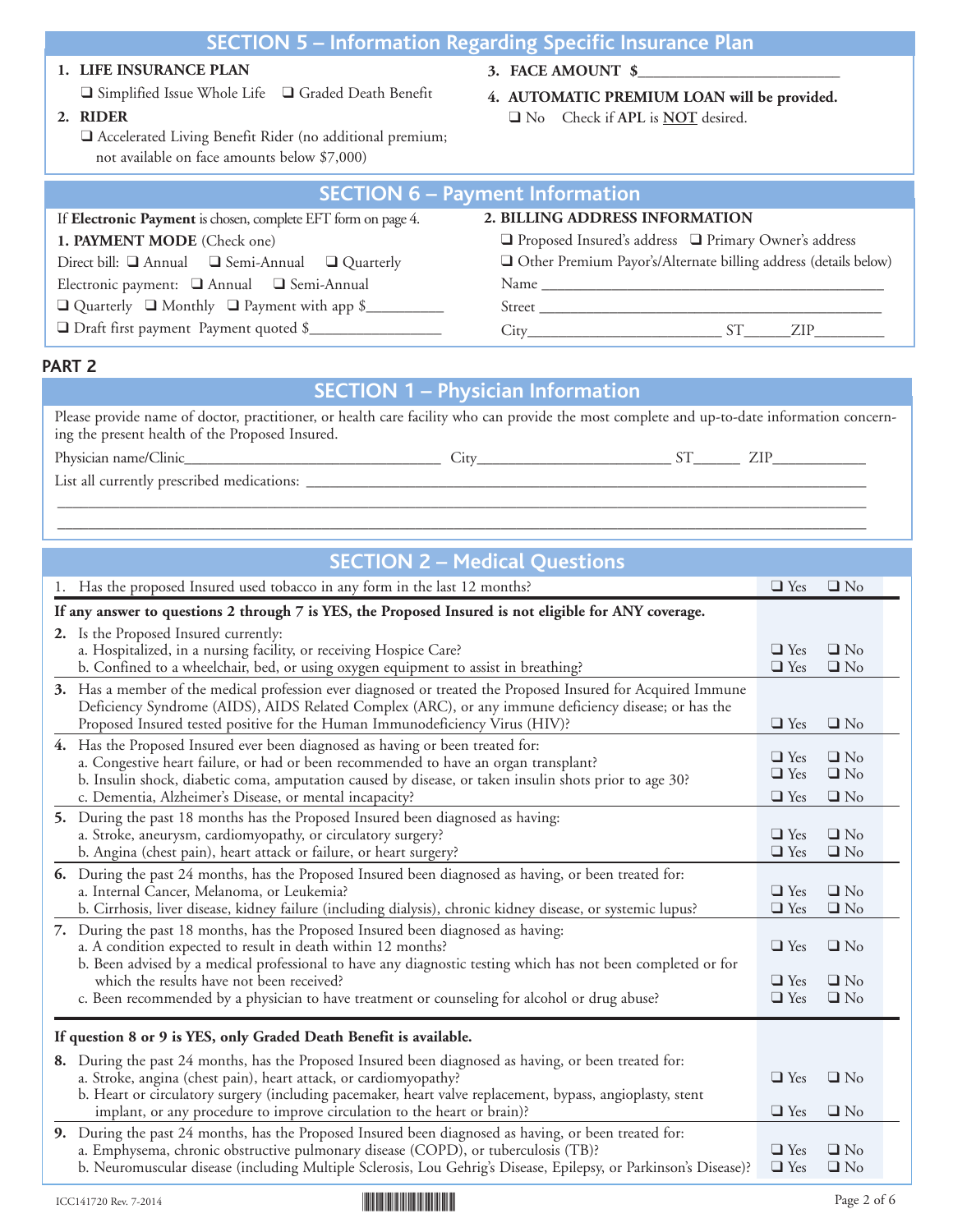## SECTION 5 – Information Regarding Specific Insurance Plan

1. **LIFE INSURANCE PLAN**

   ❑ Simplified Issue Whole Life ❑ Graded Death Benefit

2. **RIDER**

   ❑ Accelerated Living Benefit Rider (no additional premium; not available on face amounts below $7,000)

3. **FACE AMOUNT $**___________________________

4. **AUTOMATIC PREMIUM LOAN will be provided.**

   ❑ No Check if **APL** is **NOT** desired.

## SECTION 6 – Payment Information

If **Electronic Payment** is chosen, complete EFT form on page 4.

**1. PAYMENT MODE** (Check one)

Direct bill: ❑ Annual ❑ Semi-Annual ❑ Quarterly

Electronic payment: ❑ Annual ❑ Semi-Annual

❑ Quarterly ❑ Monthly ❑ Payment with app $__________

❑ Draft first payment Payment quoted $_________________

**2. BILLING ADDRESS INFORMATION**

❑ Proposed Insured's address ❑ Primary Owner's address

❑ Other Premium Payor's/Alternate billing address (details below)

Name ______________________________________________

Street ______________________________________________

City_________________________ ST______ZIP_________

# PART 2

## SECTION 1 – Physician Information

Please provide name of doctor, practitioner, or health care facility who can provide the most complete and up-to-date information concerning the present health of the Proposed Insured.

Physician name/Clinic________________________________ City_________________________ ST______ ZIP____________

List all currently prescribed medications: _______________________________________________________________________

___________________________________________________________________________________________________

___________________________________________________________________________________________________

## SECTION 2 – Medical Questions

| Question | Yes | No |
|---|---|---|
| 1. Has the proposed Insured used tobacco in any form in the last 12 months? | ❑ Yes | ❑ No |
| **If any answer to questions 2 through 7 is YES, the Proposed Insured is not eligible for ANY coverage.** | | |
| **2.** Is the Proposed Insured currently: | | |
| a. Hospitalized, in a nursing facility, or receiving Hospice Care? | ❑ Yes | ❑ No |
| b. Confined to a wheelchair, bed, or using oxygen equipment to assist in breathing? | ❑ Yes | ❑ No |
| **3.** Has a member of the medical profession ever diagnosed or treated the Proposed Insured for Acquired Immune Deficiency Syndrome (AIDS), AIDS Related Complex (ARC), or any immune deficiency disease; or has the Proposed Insured tested positive for the Human Immunodeficiency Virus (HIV)? | ❑ Yes | ❑ No |
| **4.** Has the Proposed Insured ever been diagnosed as having or been treated for: | | |
| a. Congestive heart failure, or had or been recommended to have an organ transplant? | ❑ Yes | ❑ No |
| b. Insulin shock, diabetic coma, amputation caused by disease, or taken insulin shots prior to age 30? | ❑ Yes | ❑ No |
| c. Dementia, Alzheimer's Disease, or mental incapacity? | ❑ Yes | ❑ No |
| **5.** During the past 18 months has the Proposed Insured been diagnosed as having: | | |
| a. Stroke, aneurysm, cardiomyopathy, or circulatory surgery? | ❑ Yes | ❑ No |
| b. Angina (chest pain), heart attack or failure, or heart surgery? | ❑ Yes | ❑ No |
| **6.** During the past 24 months, has the Proposed Insured been diagnosed as having, or been treated for: | | |
| a. Internal Cancer, Melanoma, or Leukemia? | ❑ Yes | ❑ No |
| b. Cirrhosis, liver disease, kidney failure (including dialysis), chronic kidney disease, or systemic lupus? | ❑ Yes | ❑ No |
| **7.** During the past 18 months, has the Proposed Insured been diagnosed as having: | | |
| a. A condition expected to result in death within 12 months? | ❑ Yes | ❑ No |
| b. Been advised by a medical professional to have any diagnostic testing which has not been completed or for which the results have not been received? | ❑ Yes | ❑ No |
| c. Been recommended by a physician to have treatment or counseling for alcohol or drug abuse? | ❑ Yes | ❑ No |
| **If question 8 or 9 is YES, only Graded Death Benefit is available.** | | |
| **8.** During the past 24 months, has the Proposed Insured been diagnosed as having, or been treated for: | | |
| a. Stroke, angina (chest pain), heart attack, or cardiomyopathy? | ❑ Yes | ❑ No |
| b. Heart or circulatory surgery (including pacemaker, heart valve replacement, bypass, angioplasty, stent implant, or any procedure to improve circulation to the heart or brain)? | ❑ Yes | ❑ No |
| **9.** During the past 24 months, has the Proposed Insured been diagnosed as having, or been treated for: | | |
| a. Emphysema, chronic obstructive pulmonary disease (COPD), or tuberculosis (TB)? | ❑ Yes | ❑ No |
| b. Neuromuscular disease (including Multiple Sclerosis, Lou Gehrig's Disease, Epilepsy, or Parkinson's Disease)? | ❑ Yes | ❑ No |

ICC141720 Rev. 7-2014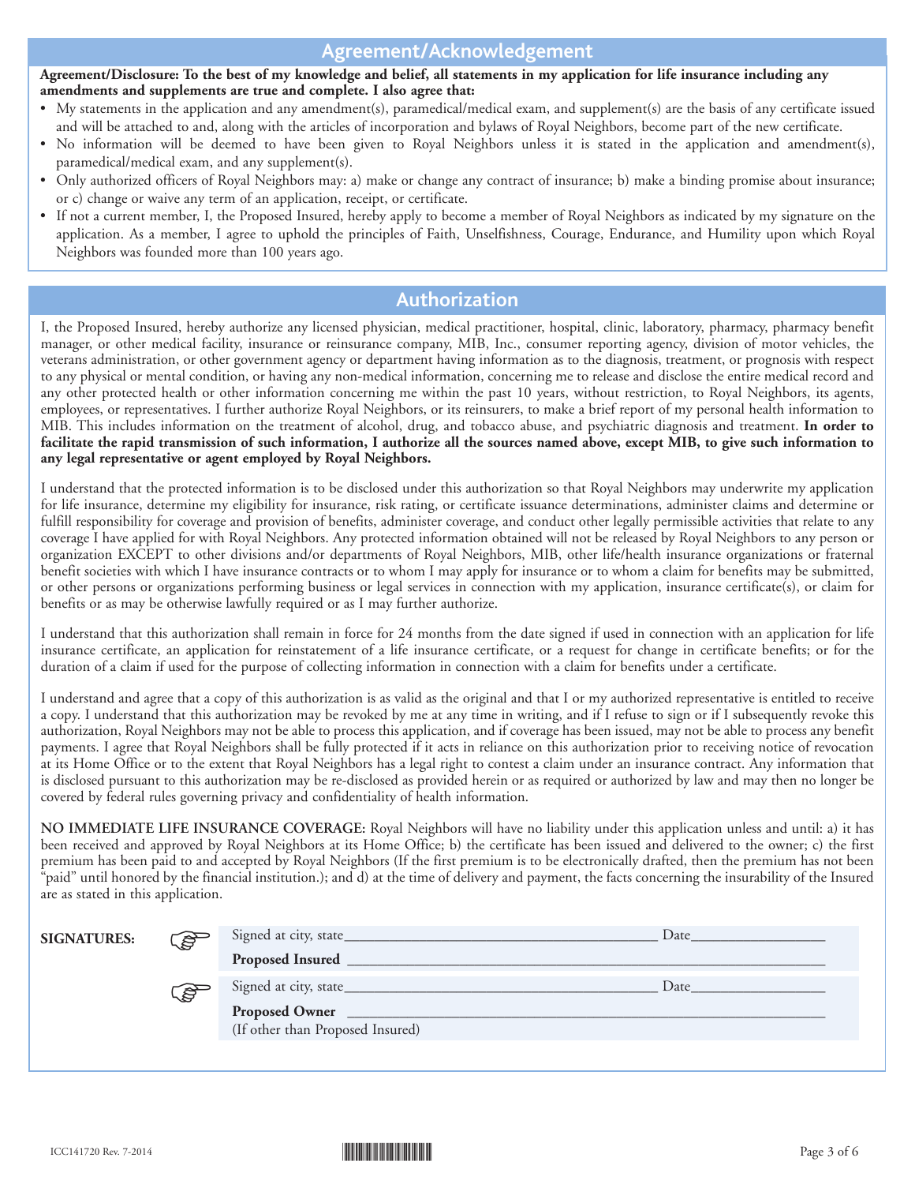## Agreement/Acknowledgement

**Agreement/Disclosure: To the best of my knowledge and belief, all statements in my application for life insurance including any amendments and supplements are true and complete. I also agree that:**

- My statements in the application and any amendment(s), paramedical/medical exam, and supplement(s) are the basis of any certificate issued and will be attached to and, along with the articles of incorporation and bylaws of Royal Neighbors, become part of the new certificate.
- No information will be deemed to have been given to Royal Neighbors unless it is stated in the application and amendment(s), paramedical/medical exam, and any supplement(s).
- Only authorized officers of Royal Neighbors may: a) make or change any contract of insurance; b) make a binding promise about insurance; or c) change or waive any term of an application, receipt, or certificate.
- If not a current member, I, the Proposed Insured, hereby apply to become a member of Royal Neighbors as indicated by my signature on the application. As a member, I agree to uphold the principles of Faith, Unselfishness, Courage, Endurance, and Humility upon which Royal Neighbors was founded more than 100 years ago.

## Authorization

I, the Proposed Insured, hereby authorize any licensed physician, medical practitioner, hospital, clinic, laboratory, pharmacy, pharmacy benefit manager, or other medical facility, insurance or reinsurance company, MIB, Inc., consumer reporting agency, division of motor vehicles, the veterans administration, or other government agency or department having information as to the diagnosis, treatment, or prognosis with respect to any physical or mental condition, or having any non-medical information, concerning me to release and disclose the entire medical record and any other protected health or other information concerning me within the past 10 years, without restriction, to Royal Neighbors, its agents, employees, or representatives. I further authorize Royal Neighbors, or its reinsurers, to make a brief report of my personal health information to MIB. This includes information on the treatment of alcohol, drug, and tobacco abuse, and psychiatric diagnosis and treatment. **In order to facilitate the rapid transmission of such information, I authorize all the sources named above, except MIB, to give such information to any legal representative or agent employed by Royal Neighbors.**

I understand that the protected information is to be disclosed under this authorization so that Royal Neighbors may underwrite my application for life insurance, determine my eligibility for insurance, risk rating, or certificate issuance determinations, administer claims and determine or fulfill responsibility for coverage and provision of benefits, administer coverage, and conduct other legally permissible activities that relate to any coverage I have applied for with Royal Neighbors. Any protected information obtained will not be released by Royal Neighbors to any person or organization EXCEPT to other divisions and/or departments of Royal Neighbors, MIB, other life/health insurance organizations or fraternal benefit societies with which I have insurance contracts or to whom I may apply for insurance or to whom a claim for benefits may be submitted, or other persons or organizations performing business or legal services in connection with my application, insurance certificate(s), or claim for benefits or as may be otherwise lawfully required or as I may further authorize.

I understand that this authorization shall remain in force for 24 months from the date signed if used in connection with an application for life insurance certificate, an application for reinstatement of a life insurance certificate, or a request for change in certificate benefits; or for the duration of a claim if used for the purpose of collecting information in connection with a claim for benefits under a certificate.

I understand and agree that a copy of this authorization is as valid as the original and that I or my authorized representative is entitled to receive a copy. I understand that this authorization may be revoked by me at any time in writing, and if I refuse to sign or if I subsequently revoke this authorization, Royal Neighbors may not be able to process this application, and if coverage has been issued, may not be able to process any benefit payments. I agree that Royal Neighbors shall be fully protected if it acts in reliance on this authorization prior to receiving notice of revocation at its Home Office or to the extent that Royal Neighbors has a legal right to contest a claim under an insurance contract. Any information that is disclosed pursuant to this authorization may be re-disclosed as provided herein or as required or authorized by law and may then no longer be covered by federal rules governing privacy and confidentiality of health information.

**NO IMMEDIATE LIFE INSURANCE COVERAGE:** Royal Neighbors will have no liability under this application unless and until: a) it has been received and approved by Royal Neighbors at its Home Office; b) the certificate has been issued and delivered to the owner; c) the first premium has been paid to and accepted by Royal Neighbors (If the first premium is to be electronically drafted, then the premium has not been "paid" until honored by the financial institution.); and d) at the time of delivery and payment, the facts concerning the insurability of the Insured are as stated in this application.

**SIGNATURES:**

Signed at city, state\_\_\_\_\_\_\_\_\_\_\_\_\_\_\_\_\_\_\_\_\_\_\_\_\_\_\_\_\_\_ Date\_\_\_\_\_\_\_\_\_\_\_\_\_\_\_

**Proposed Insured** \_\_\_\_\_\_\_\_\_\_\_\_\_\_\_\_\_\_\_\_\_\_\_\_\_\_\_\_\_\_\_\_\_\_\_\_\_\_\_\_\_\_

Signed at city, state\_\_\_\_\_\_\_\_\_\_\_\_\_\_\_\_\_\_\_\_\_\_\_\_\_\_\_\_\_\_ Date\_\_\_\_\_\_\_\_\_\_\_\_\_\_\_

**Proposed Owner** \_\_\_\_\_\_\_\_\_\_\_\_\_\_\_\_\_\_\_\_\_\_\_\_\_\_\_\_\_\_\_\_\_\_\_\_\_\_\_\_\_\_
(If other than Proposed Insured)

ICC141720 Rev. 7-2014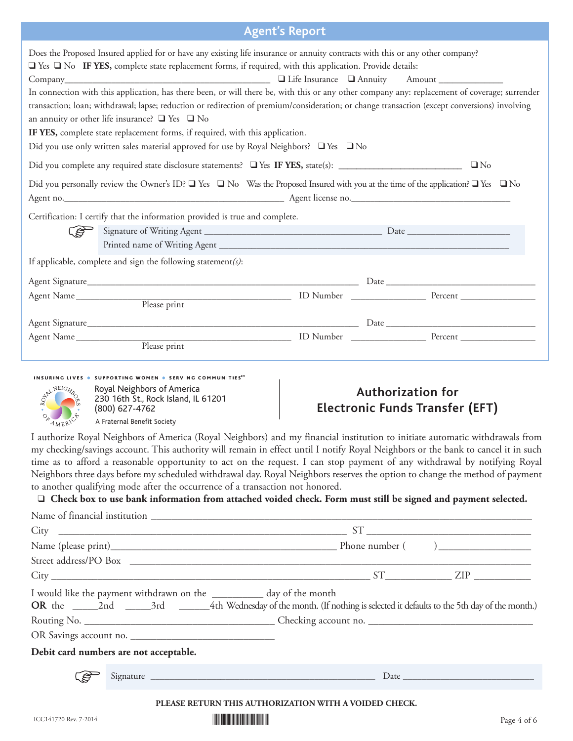## Agent's Report

Does the Proposed Insured applied for or have any existing life insurance or annuity contracts with this or any other company?

❑ Yes ❑ No **IF YES,** complete state replacement forms, if required, with this application. Provide details:

Company_____________________________________________ ❑ Life Insurance ❑ Annuity Amount ______________

In connection with this application, has there been, or will there be, with this or any other company any: replacement of coverage; surrender transaction; loan; withdrawal; lapse; reduction or redirection of premium/consideration; or change transaction (except conversions) involving an annuity or other life insurance? ❑ Yes ❑ No

**IF YES,** complete state replacement forms, if required, with this application.

Did you use only written sales material approved for use by Royal Neighbors? ❑ Yes ❑ No

Did you complete any required state disclosure statements? ❑ Yes **IF YES,** state(s): ___________________________ ❑ No

Did you personally review the Owner's ID? ❑ Yes ❑ No Was the Proposed Insured with you at the time of the application? ❑ Yes ❑ No

Agent no.________________________________________________ Agent license no.____________________________________

Certification: I certify that the information provided is true and complete.

Signature of Writing Agent ______________________________________ Date ______________________

Printed name of Writing Agent ______________________________________________________________

If applicable, complete and sign the following statement*(s)*:

Agent Signature____________________________________________________________ Date ______________________________

Agent Name_________________________________________________ ID Number ________________ Percent ________________
Please print

Agent Signature____________________________________________________________ Date ______________________________

Agent Name_________________________________________________ ID Number ________________ Percent ________________
Please print

INSURING LIVES • SUPPORTING WOMEN • SERVING COMMUNITIES℠

Royal Neighbors of America
230 16th St., Rock Island, IL 61201
(800) 627-4762
A Fraternal Benefit Society

## Authorization for Electronic Funds Transfer (EFT)

I authorize Royal Neighbors of America (Royal Neighbors) and my financial institution to initiate automatic withdrawals from my checking/savings account. This authority will remain in effect until I notify Royal Neighbors or the bank to cancel it in such time as to afford a reasonable opportunity to act on the request. I can stop payment of any withdrawal by notifying Royal Neighbors three days before my scheduled withdrawal day. Royal Neighbors reserves the option to change the method of payment to another qualifying mode after the occurrence of a transaction not honored.

❑ **Check box to use bank information from attached voided check. Form must still be signed and payment selected.**

Name of financial institution ________________________________________________________________________________

City ___________________________________________________________ ST ___________________________________

Name (please print)_____________________________________________ Phone number (        )__________________

Street address/PO Box ___________________________________________________________________________________

City _________________________________________________________________ ST_____________ ZIP ___________

I would like the payment withdrawn on the __________ day of the month

**OR** the _____2nd _____3rd ______4th Wednesday of the month. (If nothing is selected it defaults to the 5th day of the month.)

Routing No. _____________________________________ Checking account no. ________________________________

OR Savings account no. ____________________________

**Debit card numbers are not acceptable.**

Signature ______________________________________________ Date ___________________________

**PLEASE RETURN THIS AUTHORIZATION WITH A VOIDED CHECK.**

ICC141720 Rev. 7-2014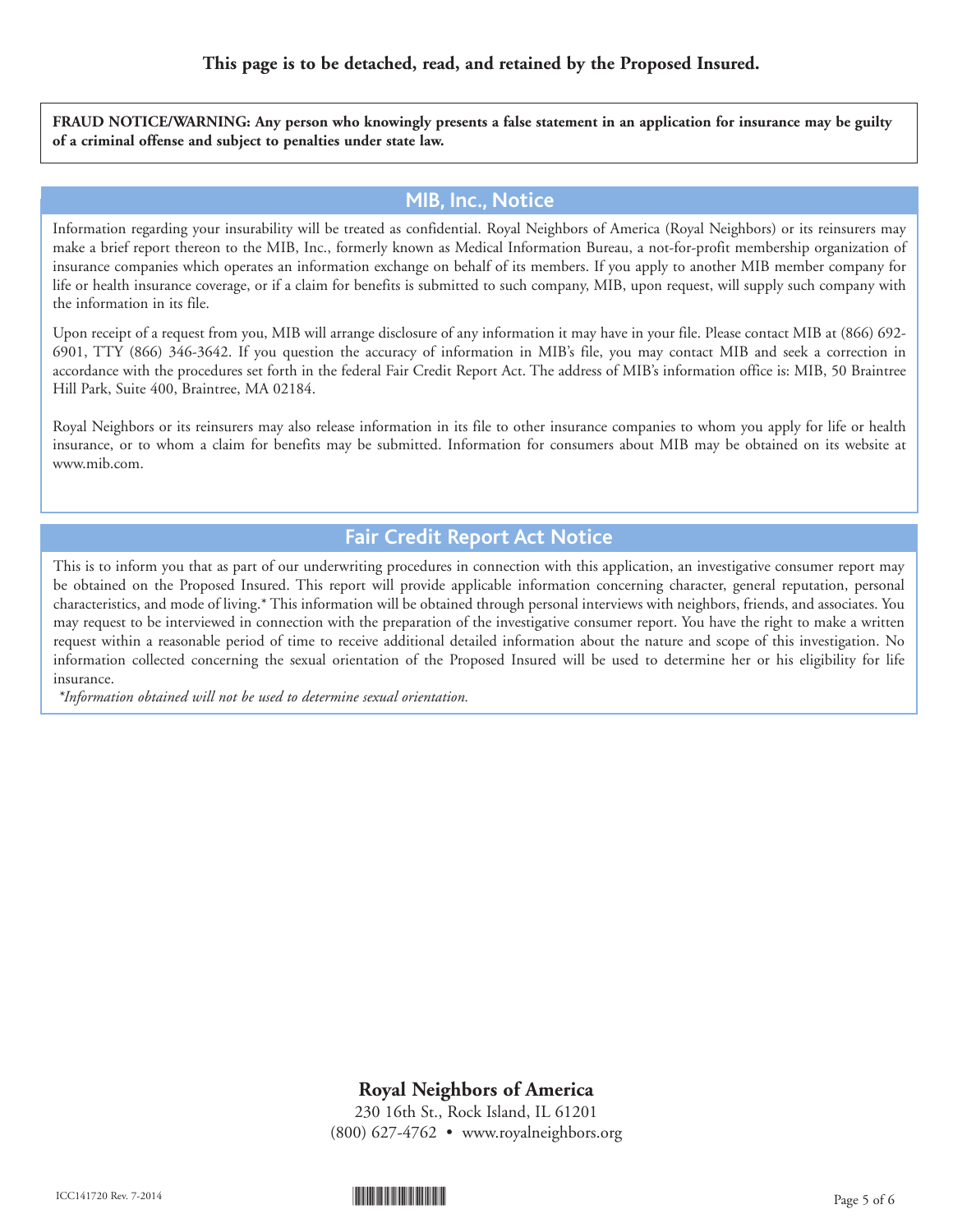**This page is to be detached, read, and retained by the Proposed Insured.**

**FRAUD NOTICE/WARNING: Any person who knowingly presents a false statement in an application for insurance may be guilty of a criminal offense and subject to penalties under state law.**

## MIB, Inc., Notice

Information regarding your insurability will be treated as confidential. Royal Neighbors of America (Royal Neighbors) or its reinsurers may make a brief report thereon to the MIB, Inc., formerly known as Medical Information Bureau, a not-for-profit membership organization of insurance companies which operates an information exchange on behalf of its members. If you apply to another MIB member company for life or health insurance coverage, or if a claim for benefits is submitted to such company, MIB, upon request, will supply such company with the information in its file.

Upon receipt of a request from you, MIB will arrange disclosure of any information it may have in your file. Please contact MIB at (866) 692-6901, TTY (866) 346-3642. If you question the accuracy of information in MIB's file, you may contact MIB and seek a correction in accordance with the procedures set forth in the federal Fair Credit Report Act. The address of MIB's information office is: MIB, 50 Braintree Hill Park, Suite 400, Braintree, MA 02184.

Royal Neighbors or its reinsurers may also release information in its file to other insurance companies to whom you apply for life or health insurance, or to whom a claim for benefits may be submitted. Information for consumers about MIB may be obtained on its website at www.mib.com.

## Fair Credit Report Act Notice

This is to inform you that as part of our underwriting procedures in connection with this application, an investigative consumer report may be obtained on the Proposed Insured. This report will provide applicable information concerning character, general reputation, personal characteristics, and mode of living.* This information will be obtained through personal interviews with neighbors, friends, and associates. You may request to be interviewed in connection with the preparation of the investigative consumer report. You have the right to make a written request within a reasonable period of time to receive additional detailed information about the nature and scope of this investigation. No information collected concerning the sexual orientation of the Proposed Insured will be used to determine her or his eligibility for life insurance.

*\*Information obtained will not be used to determine sexual orientation.*

**Royal Neighbors of America**

230 16th St., Rock Island, IL 61201

(800) 627-4762 • www.royalneighbors.org

ICC141720 Rev. 7-2014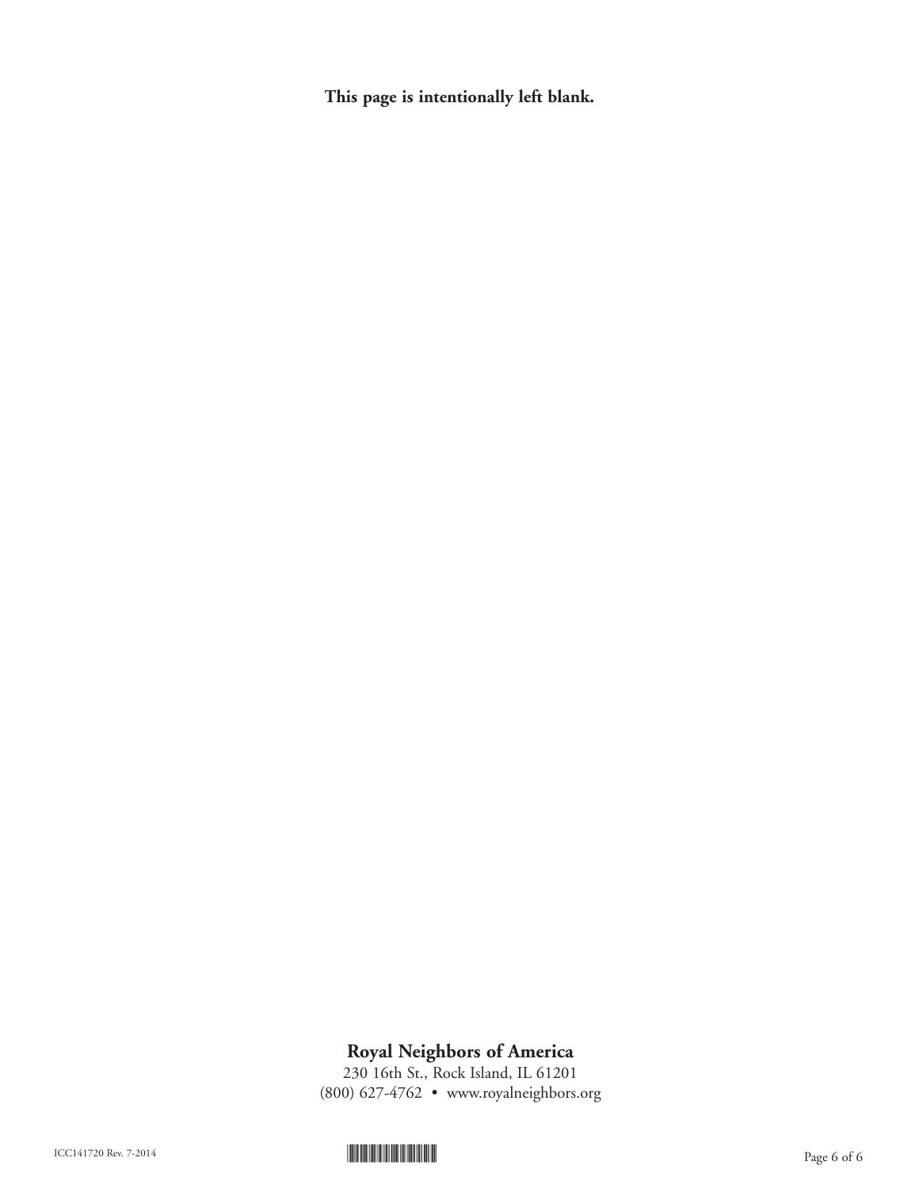**This page is intentionally left blank.**

**Royal Neighbors of America**

230 16th St., Rock Island, IL 61201

(800) 627-4762 • www.royalneighbors.org

ICC141720 Rev. 7-2014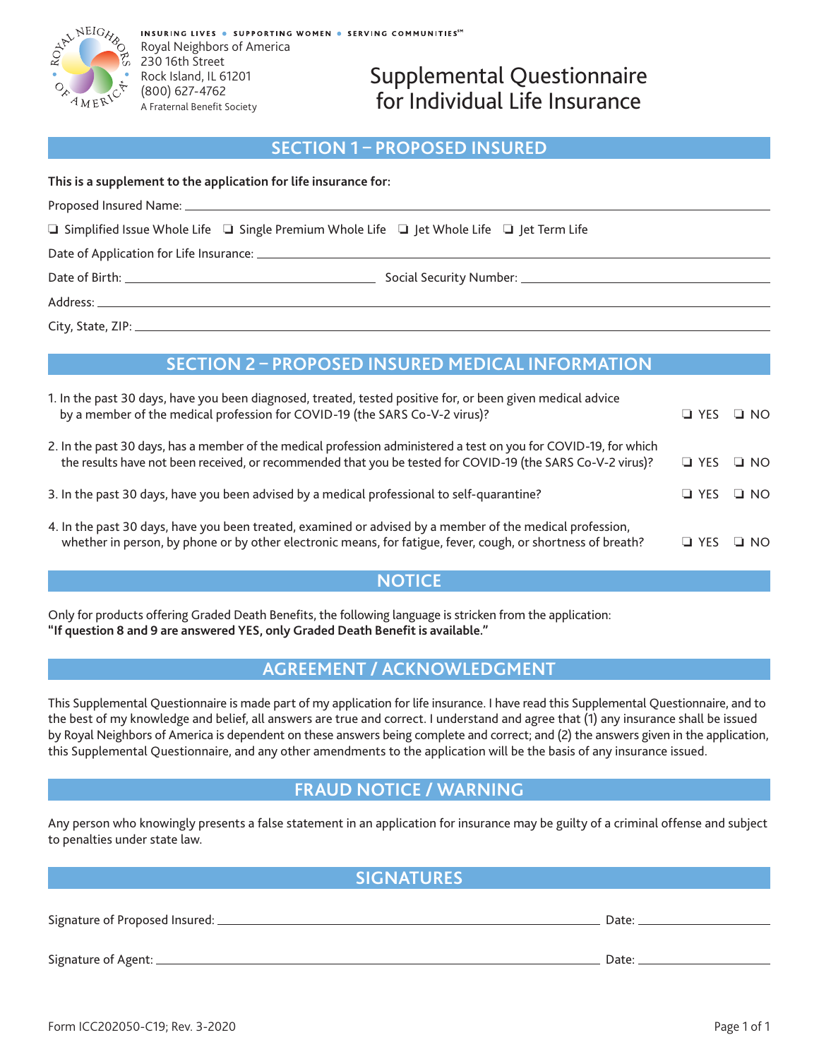INSURING LIVES • SUPPORTING WOMEN • SERVING COMMUNITIES℠

Royal Neighbors of America
230 16th Street
Rock Island, IL 61201
(800) 627-4762
A Fraternal Benefit Society

# Supplemental Questionnaire for Individual Life Insurance

## SECTION 1 – PROPOSED INSURED

**This is a supplement to the application for life insurance for:**

Proposed Insured Name: ______________________________

❑ Simplified Issue Whole Life ❑ Single Premium Whole Life ❑ Jet Whole Life ❑ Jet Term Life

Date of Application for Life Insurance: ______________________________

Date of Birth: ____________________ Social Security Number: ____________________

Address: ______________________________

City, State, ZIP: ______________________________

## SECTION 2 – PROPOSED INSURED MEDICAL INFORMATION

1. In the past 30 days, have you been diagnosed, treated, tested positive for, or been given medical advice by a member of the medical profession for COVID-19 (the SARS Co-V-2 virus)? ❑ YES ❑ NO

2. In the past 30 days, has a member of the medical profession administered a test on you for COVID-19, for which the results have not been received, or recommended that you be tested for COVID-19 (the SARS Co-V-2 virus)? ❑ YES ❑ NO

3. In the past 30 days, have you been advised by a medical professional to self-quarantine? ❑ YES ❑ NO

4. In the past 30 days, have you been treated, examined or advised by a member of the medical profession, whether in person, by phone or by other electronic means, for fatigue, fever, cough, or shortness of breath? ❑ YES ❑ NO

## NOTICE

Only for products offering Graded Death Benefits, the following language is stricken from the application:
**"If question 8 and 9 are answered YES, only Graded Death Benefit is available."**

## AGREEMENT / ACKNOWLEDGMENT

This Supplemental Questionnaire is made part of my application for life insurance. I have read this Supplemental Questionnaire, and to the best of my knowledge and belief, all answers are true and correct. I understand and agree that (1) any insurance shall be issued by Royal Neighbors of America is dependent on these answers being complete and correct; and (2) the answers given in the application, this Supplemental Questionnaire, and any other amendments to the application will be the basis of any insurance issued.

## FRAUD NOTICE / WARNING

Any person who knowingly presents a false statement in an application for insurance may be guilty of a criminal offense and subject to penalties under state law.

## SIGNATURES

Signature of Proposed Insured: ______________________________ Date: ____________

Signature of Agent: ______________________________ Date: ____________

Form ICC202050-C19; Rev. 3-2020